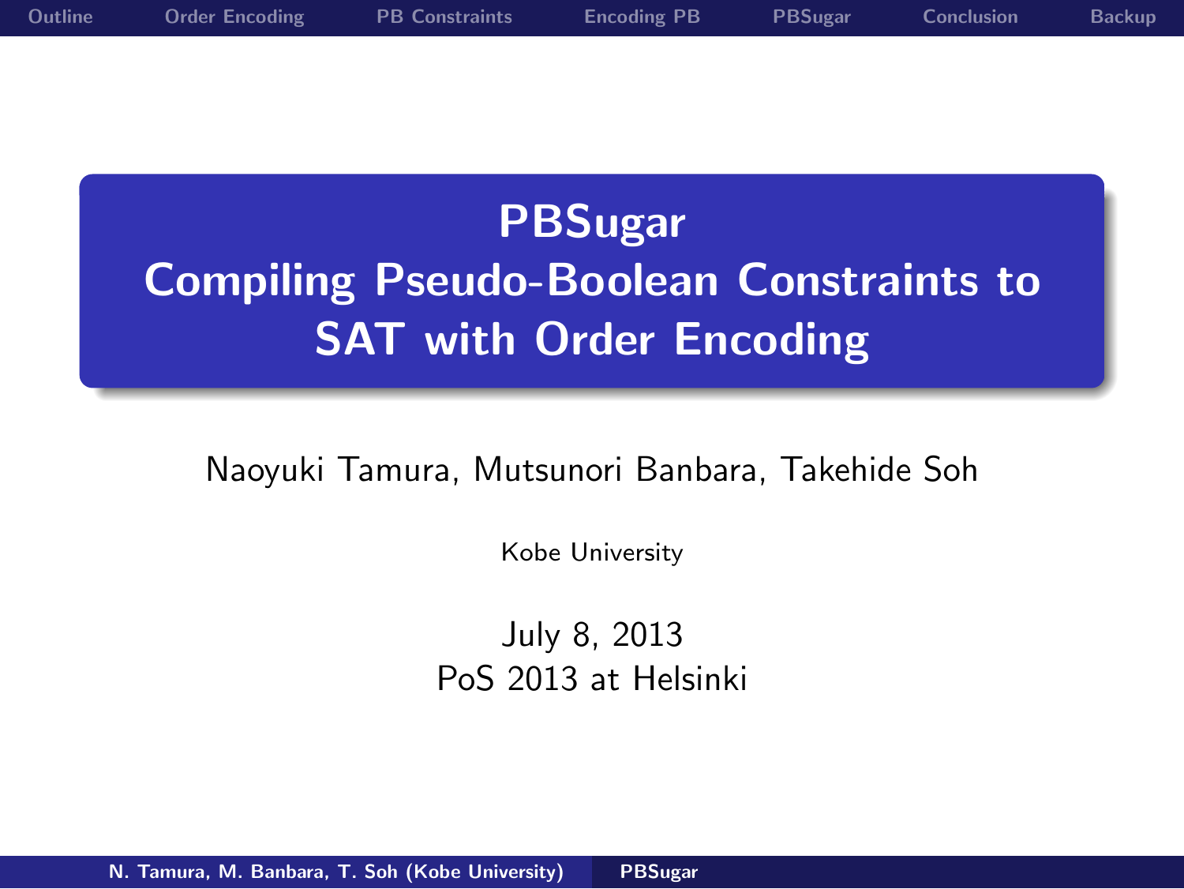# PBSugar
# Compiling Pseudo-Boolean Constraints to SAT with Order Encoding

Naoyuki Tamura, Mutsunori Banbara, Takehide Soh

Kobe University

July 8, 2013

PoS 2013 at Helsinki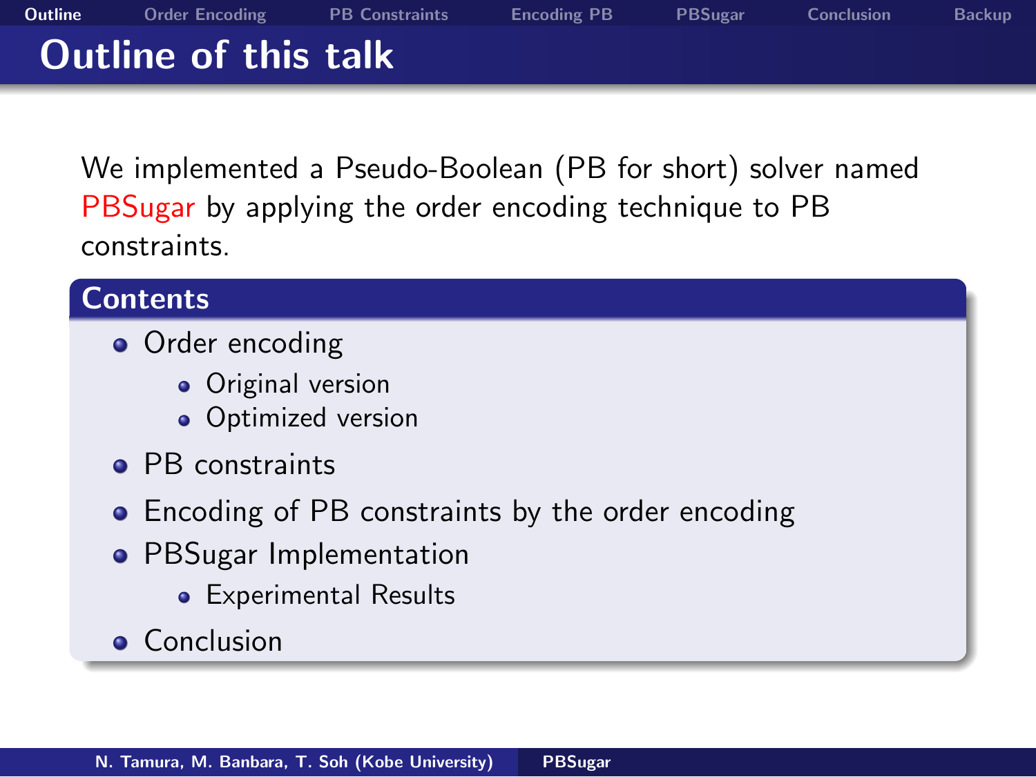# Outline of this talk

We implemented a Pseudo-Boolean (PB for short) solver named PBSugar by applying the order encoding technique to PB constraints.

## Contents

- Order encoding
  - Original version
  - Optimized version
- PB constraints
- Encoding of PB constraints by the order encoding
- PBSugar Implementation
  - Experimental Results
- Conclusion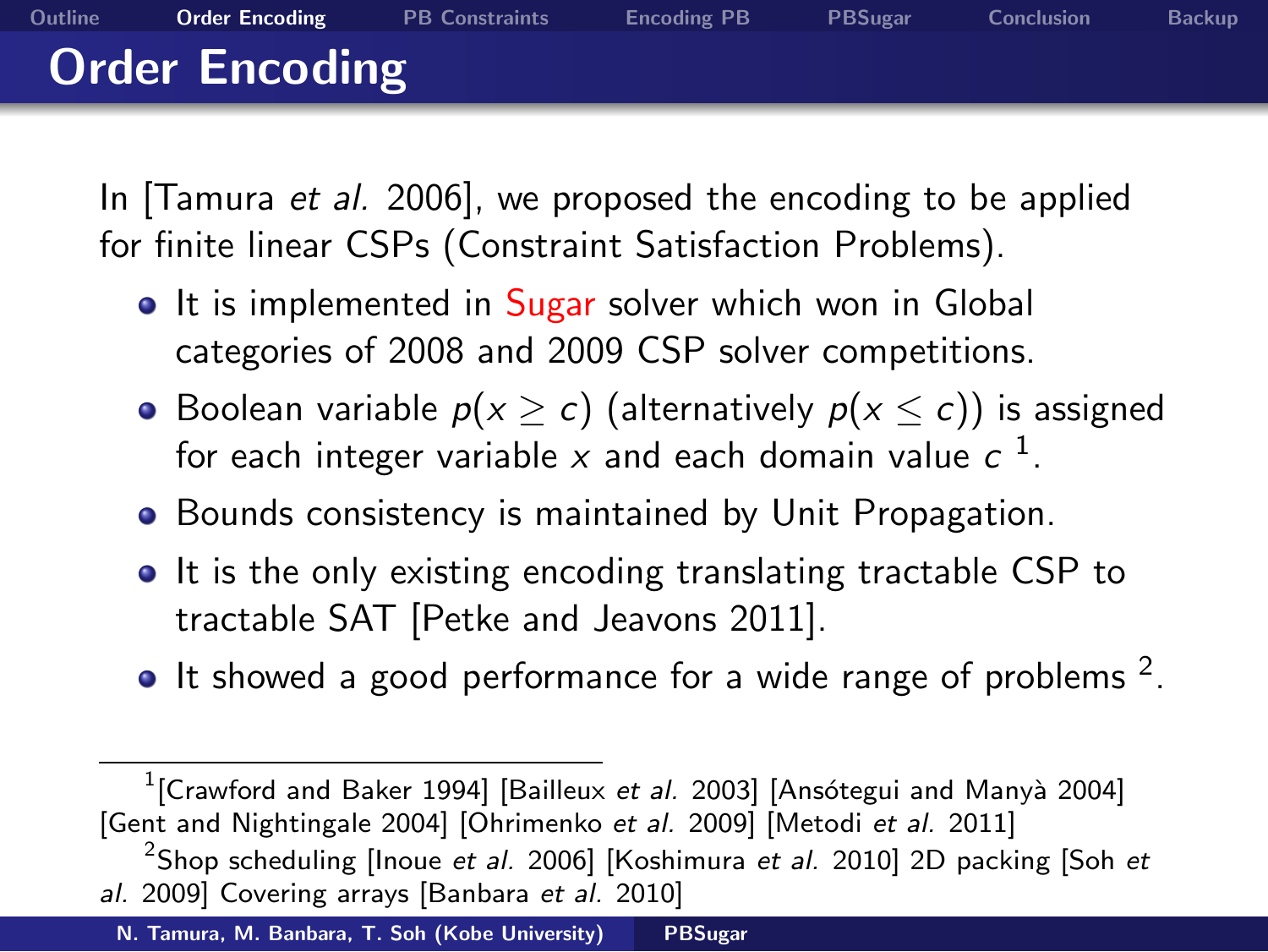# Order Encoding

In [Tamura *et al.* 2006], we proposed the encoding to be applied for finite linear CSPs (Constraint Satisfaction Problems).

- It is implemented in Sugar solver which won in Global categories of 2008 and 2009 CSP solver competitions.
- Boolean variable $p(x \geq c)$ (alternatively $p(x \leq c)$) is assigned for each integer variable $x$ and each domain value $c$ [1].
- Bounds consistency is maintained by Unit Propagation.
- It is the only existing encoding translating tractable CSP to tractable SAT [Petke and Jeavons 2011].
- It showed a good performance for a wide range of problems [2].

---

[1] [Crawford and Baker 1994] [Bailleux *et al.* 2003] [Ansótegui and Manyà 2004] [Gent and Nightingale 2004] [Ohrimenko *et al.* 2009] [Metodi *et al.* 2011]

[2] Shop scheduling [Inoue *et al.* 2006] [Koshimura *et al.* 2010] 2D packing [Soh *et al.* 2009] Covering arrays [Banbara *et al.* 2010]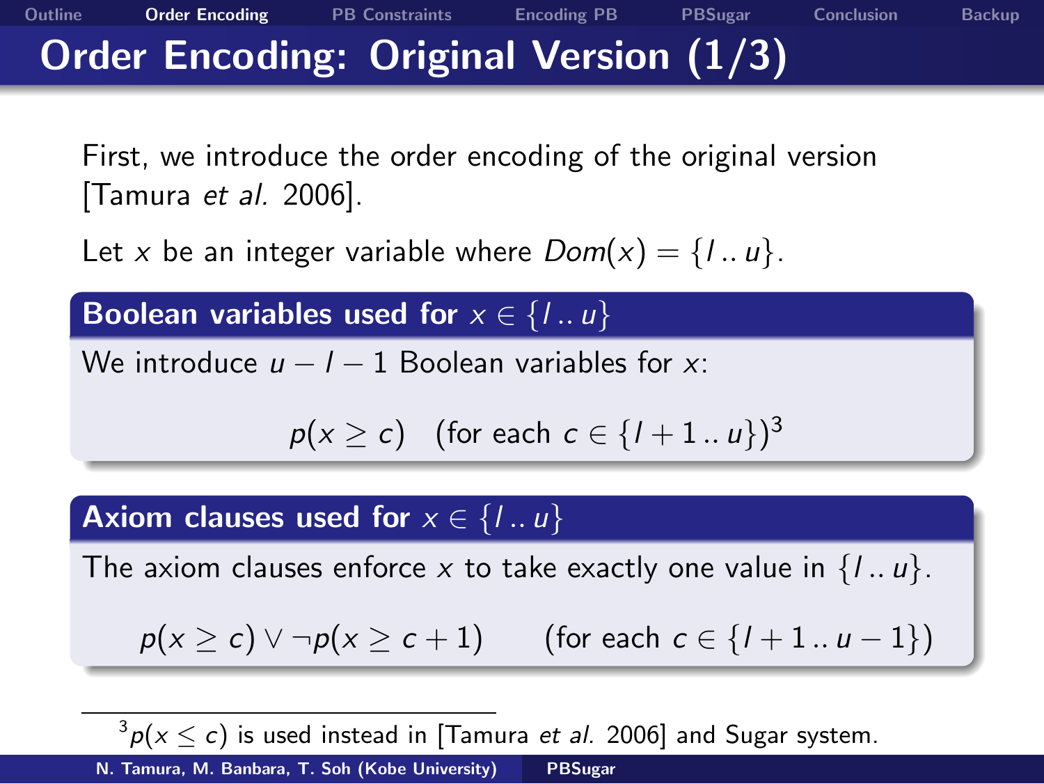# Order Encoding: Original Version (1/3)

First, we introduce the order encoding of the original version [Tamura *et al.* 2006].

Let $x$ be an integer variable where $Dom(x) = \{l \,..\, u\}$.

### Boolean variables used for $x \in \{l \,..\, u\}$

We introduce $u - l - 1$ Boolean variables for $x$:

$$p(x \geq c) \quad (\text{for each } c \in \{l+1 \,..\, u\})^3$$

### Axiom clauses used for $x \in \{l \,..\, u\}$

The axiom clauses enforce $x$ to take exactly one value in $\{l \,..\, u\}$.

$$p(x \geq c) \vee \neg p(x \geq c+1) \qquad (\text{for each } c \in \{l+1 \,..\, u-1\})$$

---

[3] $p(x \leq c)$ is used instead in [Tamura *et al.* 2006] and Sugar system.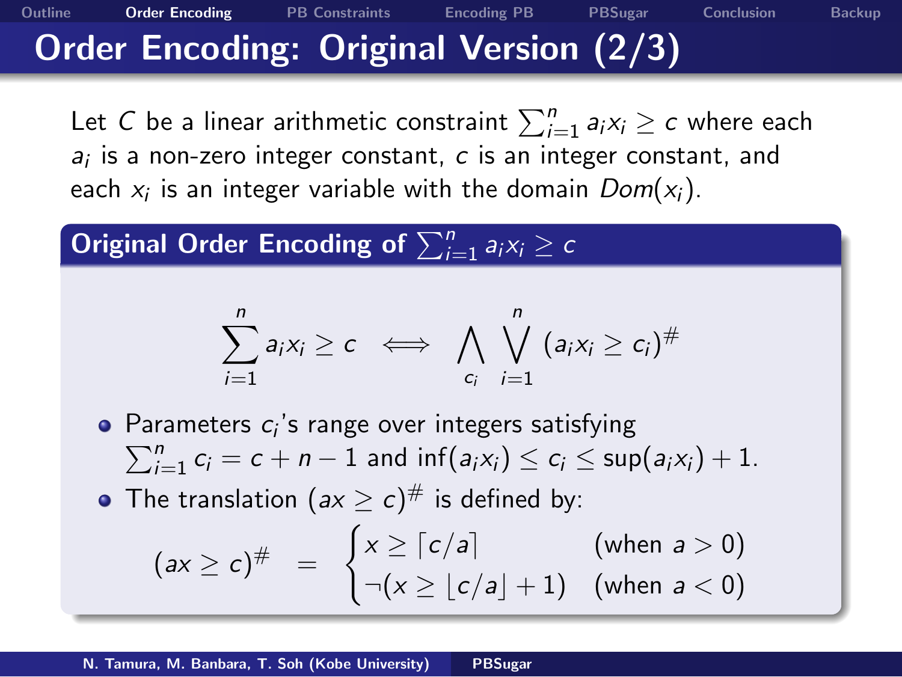# Order Encoding: Original Version (2/3)

Let $C$ be a linear arithmetic constraint $\sum_{i=1}^{n} a_i x_i \geq c$ where each $a_i$ is a non-zero integer constant, $c$ is an integer constant, and each $x_i$ is an integer variable with the domain $Dom(x_i)$.

## Original Order Encoding of $\sum_{i=1}^{n} a_i x_i \geq c$

$$\sum_{i=1}^{n} a_i x_i \geq c \iff \bigwedge_{c_i} \bigvee_{i=1}^{n} (a_i x_i \geq c_i)^{\#}$$

- Parameters $c_i$'s range over integers satisfying $\sum_{i=1}^{n} c_i = c + n - 1$ and $\inf(a_i x_i) \leq c_i \leq \sup(a_i x_i) + 1$.
- The translation $(ax \geq c)^{\#}$ is defined by:

$$(ax \geq c)^{\#} \;=\; \begin{cases} x \geq \lceil c/a \rceil & \text{(when } a > 0\text{)} \\ \neg(x \geq \lfloor c/a \rfloor + 1) & \text{(when } a < 0\text{)} \end{cases}$$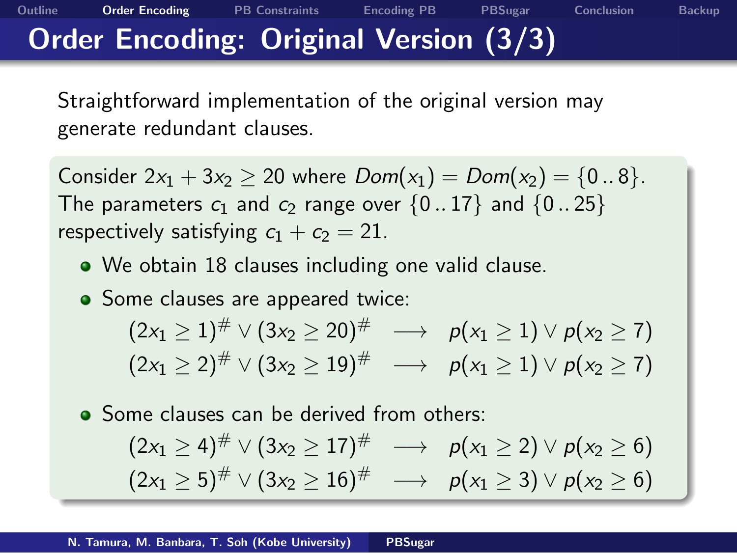# Order Encoding: Original Version (3/3)

Straightforward implementation of the original version may generate redundant clauses.

Consider $2x_1 + 3x_2 \geq 20$ where $Dom(x_1) = Dom(x_2) = \{0\,..\,8\}$. The parameters $c_1$ and $c_2$ range over $\{0\,..\,17\}$ and $\{0\,..\,25\}$ respectively satisfying $c_1 + c_2 = 21$.

- We obtain 18 clauses including one valid clause.
- Some clauses are appeared twice:

$$(2x_1 \geq 1)^{\#} \vee (3x_2 \geq 20)^{\#} \quad \longrightarrow \quad p(x_1 \geq 1) \vee p(x_2 \geq 7)$$
$$(2x_1 \geq 2)^{\#} \vee (3x_2 \geq 19)^{\#} \quad \longrightarrow \quad p(x_1 \geq 1) \vee p(x_2 \geq 7)$$

- Some clauses can be derived from others:

$$(2x_1 \geq 4)^{\#} \vee (3x_2 \geq 17)^{\#} \quad \longrightarrow \quad p(x_1 \geq 2) \vee p(x_2 \geq 6)$$
$$(2x_1 \geq 5)^{\#} \vee (3x_2 \geq 16)^{\#} \quad \longrightarrow \quad p(x_1 \geq 3) \vee p(x_2 \geq 6)$$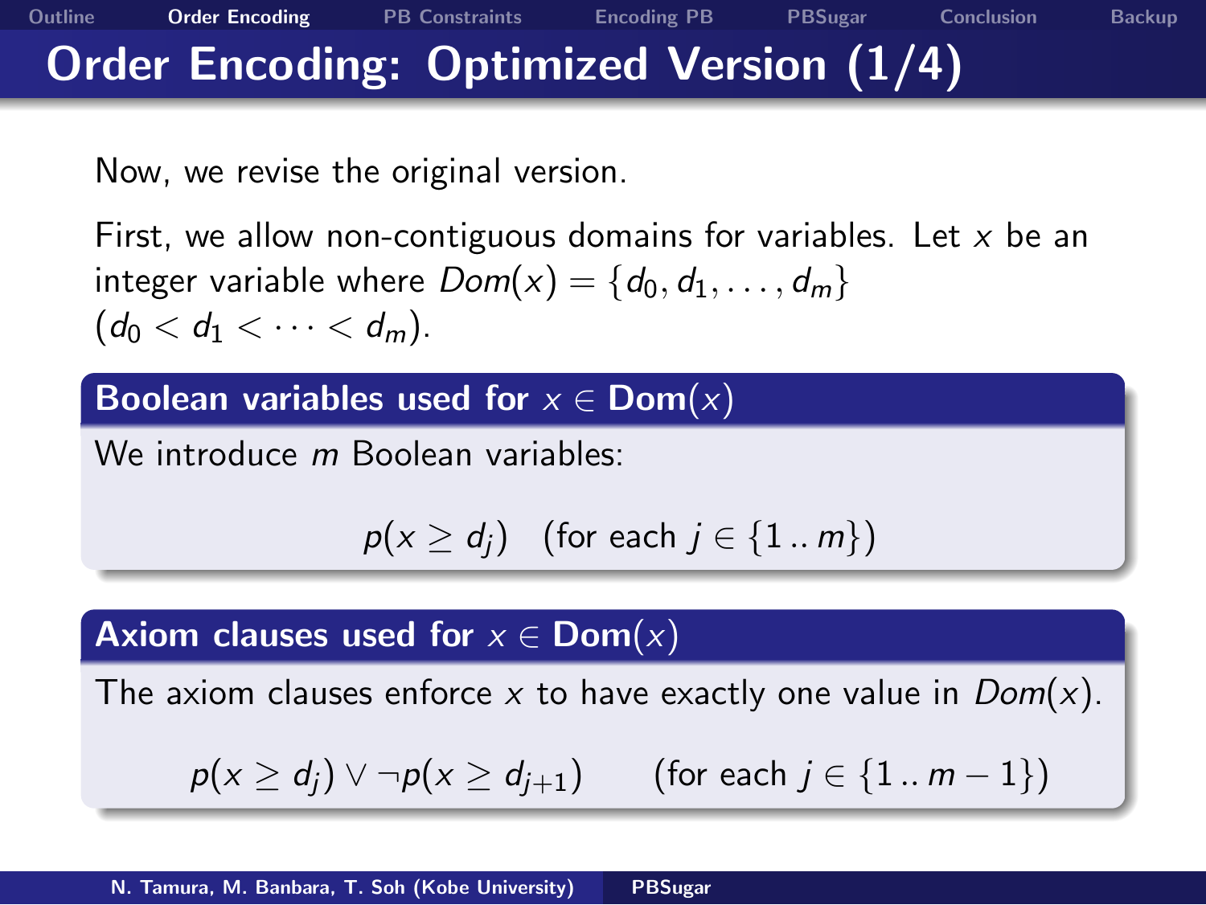# Order Encoding: Optimized Version (1/4)

Now, we revise the original version.

First, we allow non-contiguous domains for variables. Let $x$ be an integer variable where $Dom(x) = \{d_0, d_1, \ldots, d_m\}$ $(d_0 < d_1 < \cdots < d_m)$.

### Boolean variables used for $x \in \mathbf{Dom}(x)$

We introduce $m$ Boolean variables:

$$p(x \geq d_j) \quad \text{(for each } j \in \{1 \mathinner{..} m\})$$

### Axiom clauses used for $x \in \mathbf{Dom}(x)$

The axiom clauses enforce $x$ to have exactly one value in $Dom(x)$.

$$p(x \geq d_j) \vee \neg p(x \geq d_{j+1}) \qquad \text{(for each } j \in \{1 \mathinner{..} m-1\})$$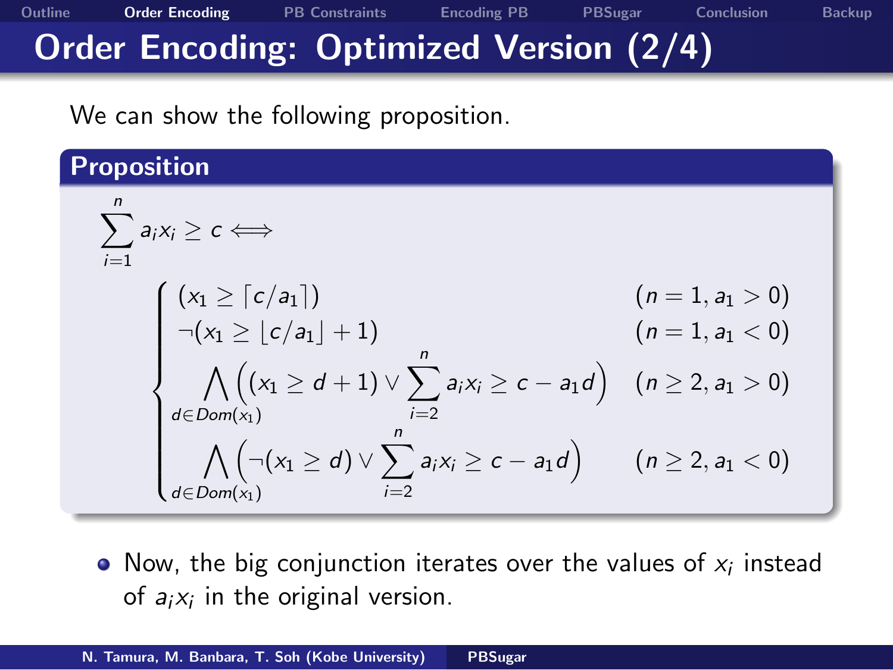# Order Encoding: Optimized Version (2/4)

We can show the following proposition.

**Proposition**

$$
\sum_{i=1}^{n} a_i x_i \geq c \iff
$$

$$
\begin{cases}
(x_1 \geq \lceil c/a_1 \rceil) & (n = 1, a_1 > 0) \\
\neg(x_1 \geq \lfloor c/a_1 \rfloor + 1) & (n = 1, a_1 < 0) \\
\bigwedge_{d \in Dom(x_1)} \left( (x_1 \geq d + 1) \vee \sum_{i=2}^{n} a_i x_i \geq c - a_1 d \right) & (n \geq 2, a_1 > 0) \\
\bigwedge_{d \in Dom(x_1)} \left( \neg(x_1 \geq d) \vee \sum_{i=2}^{n} a_i x_i \geq c - a_1 d \right) & (n \geq 2, a_1 < 0)
\end{cases}
$$

- Now, the big conjunction iterates over the values of $x_i$ instead of $a_i x_i$ in the original version.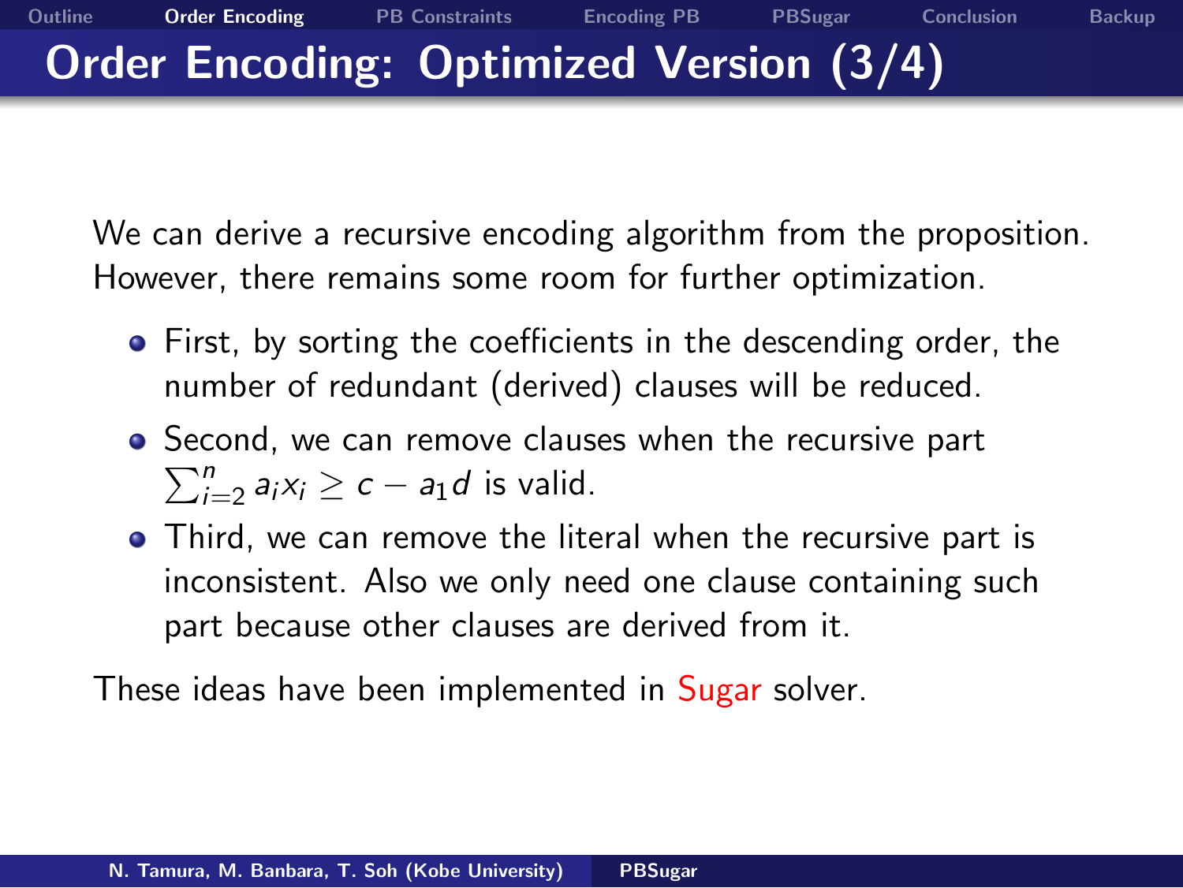# Order Encoding: Optimized Version (3/4)

We can derive a recursive encoding algorithm from the proposition. However, there remains some room for further optimization.

- First, by sorting the coefficients in the descending order, the number of redundant (derived) clauses will be reduced.
- Second, we can remove clauses when the recursive part $\sum_{i=2}^{n} a_i x_i \geq c - a_1 d$ is valid.
- Third, we can remove the literal when the recursive part is inconsistent. Also we only need one clause containing such part because other clauses are derived from it.

These ideas have been implemented in Sugar solver.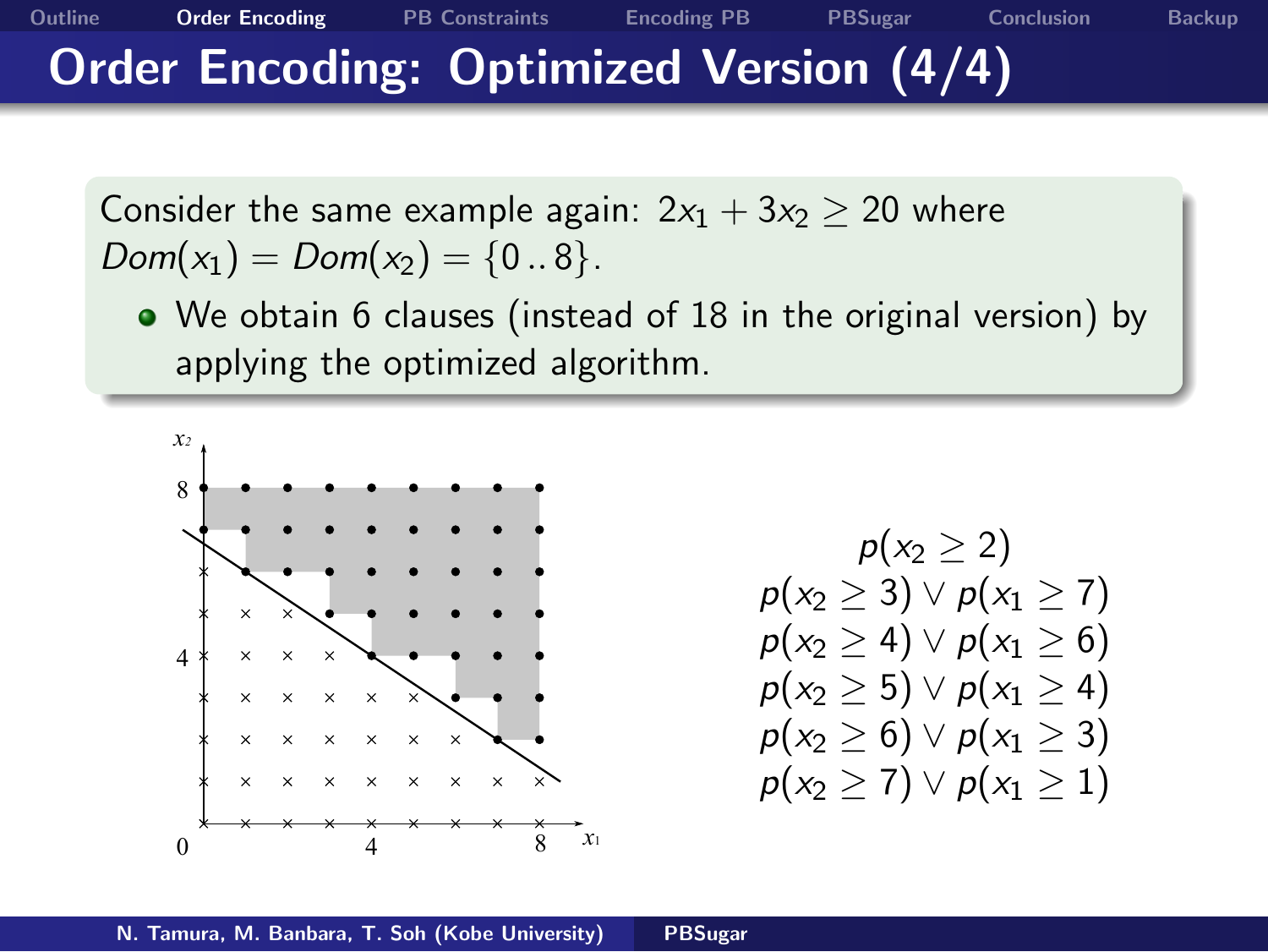# Order Encoding: Optimized Version (4/4)

Consider the same example again: $2x_1 + 3x_2 \geq 20$ where $Dom(x_1) = Dom(x_2) = \{0\,..\,8\}$.

- We obtain 6 clauses (instead of 18 in the original version) by applying the optimized algorithm.

$$
\begin{array}{c}
p(x_2 \geq 2) \\
p(x_2 \geq 3) \lor p(x_1 \geq 7) \\
p(x_2 \geq 4) \lor p(x_1 \geq 6) \\
p(x_2 \geq 5) \lor p(x_1 \geq 4) \\
p(x_2 \geq 6) \lor p(x_1 \geq 3) \\
p(x_2 \geq 7) \lor p(x_1 \geq 1)
\end{array}
$$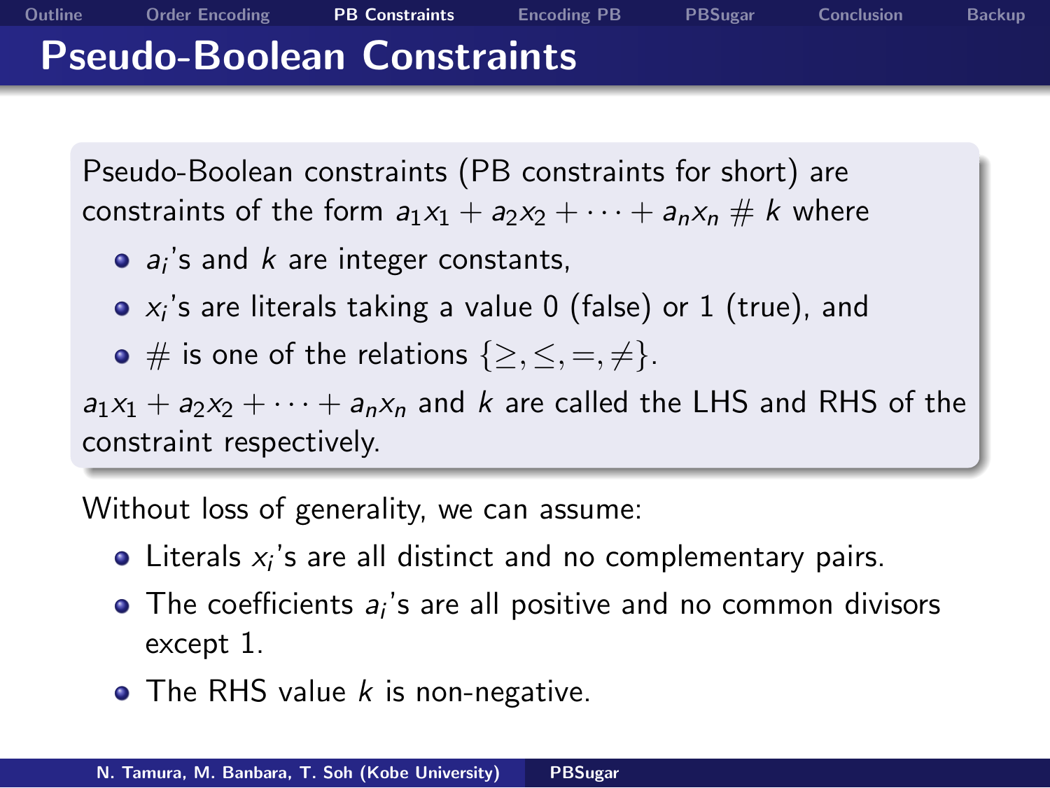# Pseudo-Boolean Constraints

Pseudo-Boolean constraints (PB constraints for short) are constraints of the form $a_1x_1 + a_2x_2 + \cdots + a_nx_n \# k$ where

- $a_i$'s and $k$ are integer constants,
- $x_i$'s are literals taking a value 0 (false) or 1 (true), and
- $\#$ is one of the relations $\{\geq, \leq, =, \neq\}$.

$a_1x_1 + a_2x_2 + \cdots + a_nx_n$ and $k$ are called the LHS and RHS of the constraint respectively.

Without loss of generality, we can assume:

- Literals $x_i$'s are all distinct and no complementary pairs.
- The coefficients $a_i$'s are all positive and no common divisors except 1.
- The RHS value $k$ is non-negative.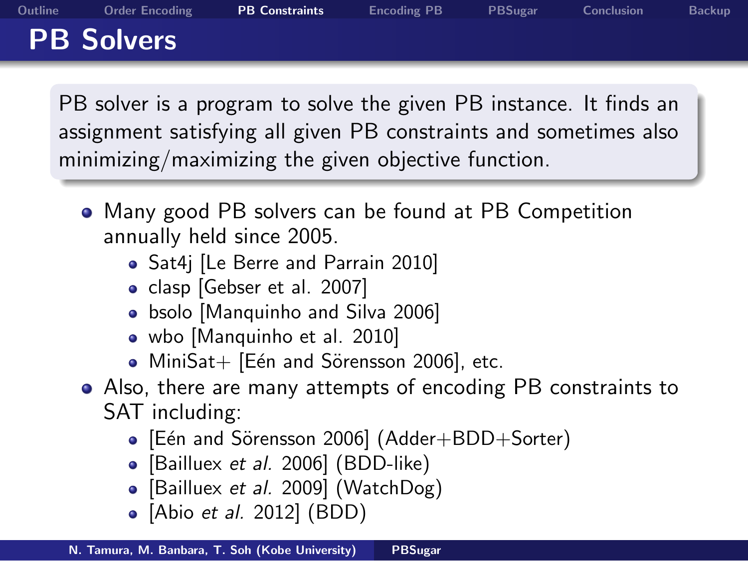# PB Solvers

PB solver is a program to solve the given PB instance. It finds an assignment satisfying all given PB constraints and sometimes also minimizing/maximizing the given objective function.

- Many good PB solvers can be found at PB Competition annually held since 2005.
  - Sat4j [Le Berre and Parrain 2010]
  - clasp [Gebser et al. 2007]
  - bsolo [Manquinho and Silva 2006]
  - wbo [Manquinho et al. 2010]
  - MiniSat+ [Eén and Sörensson 2006], etc.
- Also, there are many attempts of encoding PB constraints to SAT including:
  - [Eén and Sörensson 2006] (Adder+BDD+Sorter)
  - [Bailluex *et al.* 2006] (BDD-like)
  - [Bailluex *et al.* 2009] (WatchDog)
  - [Abio *et al.* 2012] (BDD)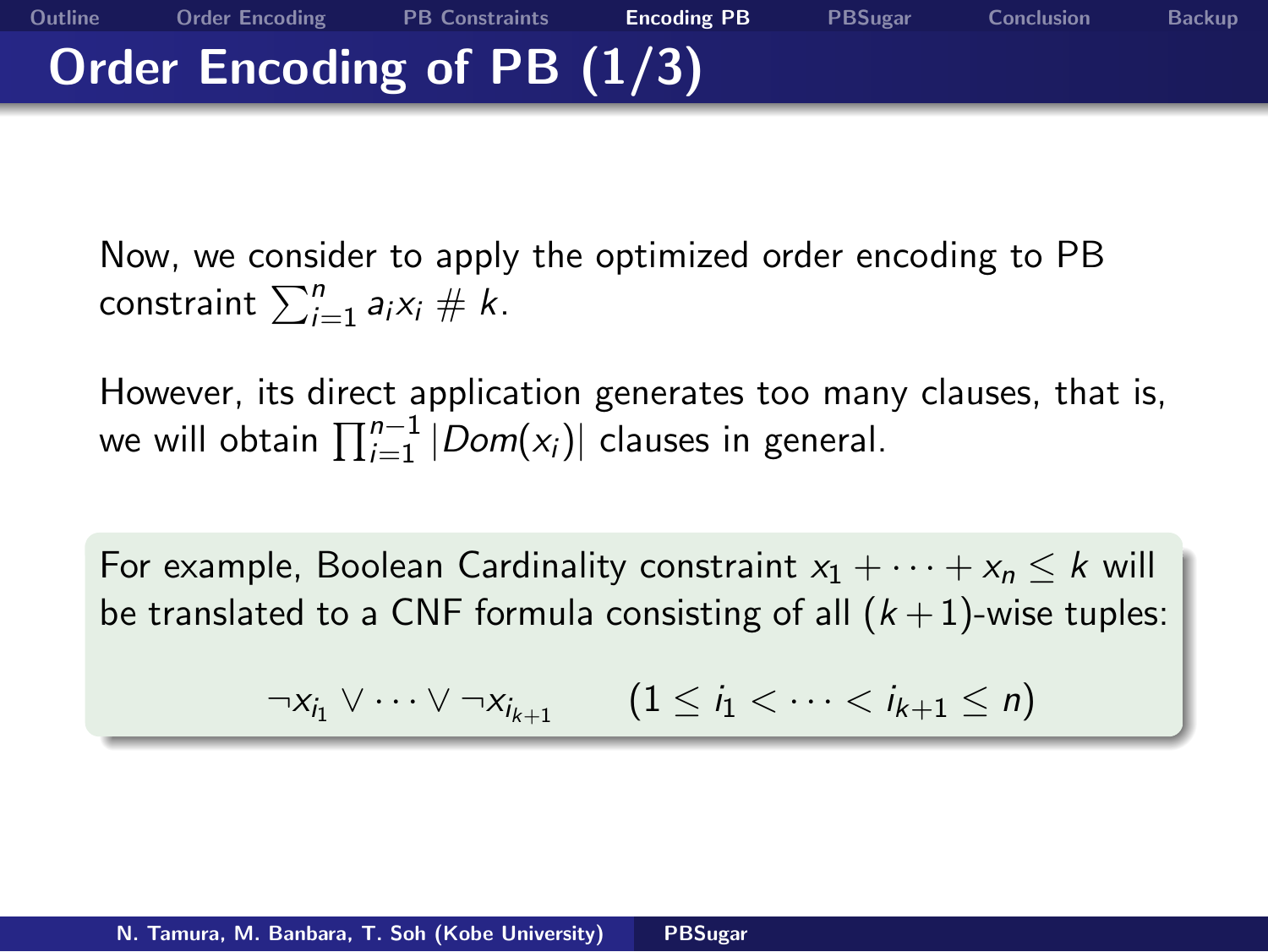# Order Encoding of PB (1/3)

Now, we consider to apply the optimized order encoding to PB constraint $\sum_{i=1}^{n} a_i x_i \# k$.

However, its direct application generates too many clauses, that is, we will obtain $\prod_{i=1}^{n-1} |Dom(x_i)|$ clauses in general.

For example, Boolean Cardinality constraint $x_1 + \cdots + x_n \le k$ will be translated to a CNF formula consisting of all $(k+1)$-wise tuples:

$$\neg x_{i_1} \vee \cdots \vee \neg x_{i_{k+1}} \qquad (1 \le i_1 < \cdots < i_{k+1} \le n)$$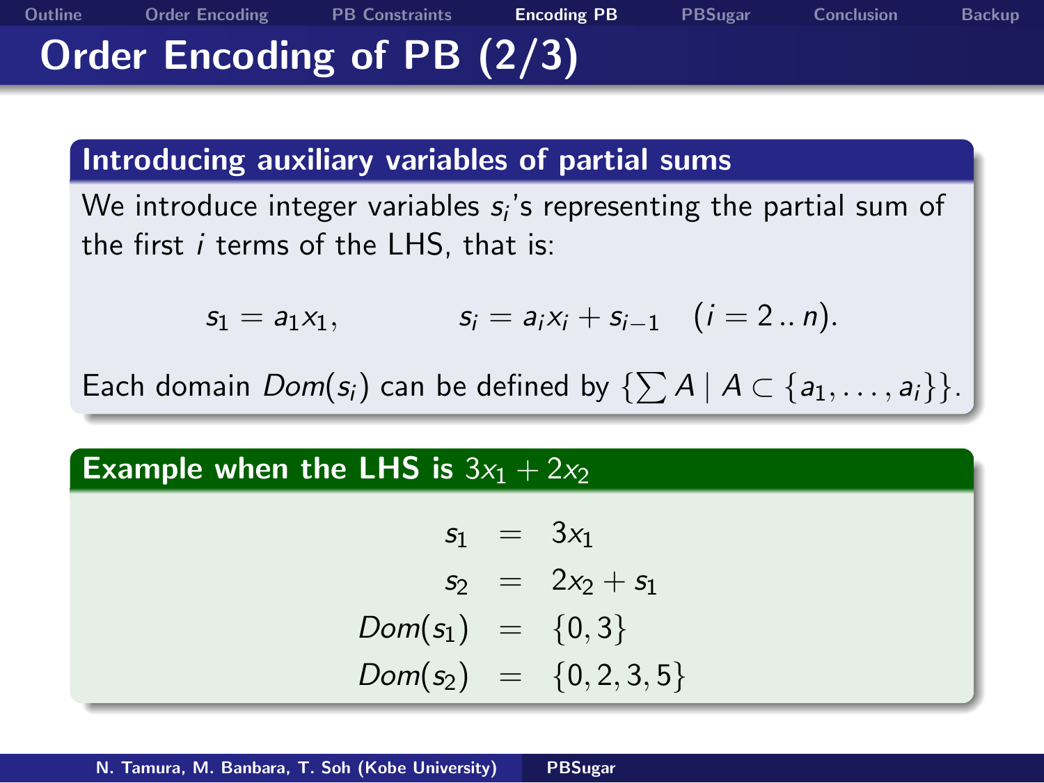# Order Encoding of PB (2/3)

## Introducing auxiliary variables of partial sums

We introduce integer variables $s_i$'s representing the partial sum of the first $i$ terms of the LHS, that is:

$$s_1 = a_1 x_1, \qquad s_i = a_i x_i + s_{i-1} \quad (i = 2 \mathinner{..} n).$$

Each domain $Dom(s_i)$ can be defined by $\{\sum A \mid A \subset \{a_1, \ldots, a_i\}\}$.

## Example when the LHS is $3x_1 + 2x_2$

$$
\begin{aligned}
s_1 &= 3x_1 \\
s_2 &= 2x_2 + s_1 \\
Dom(s_1) &= \{0, 3\} \\
Dom(s_2) &= \{0, 2, 3, 5\}
\end{aligned}
$$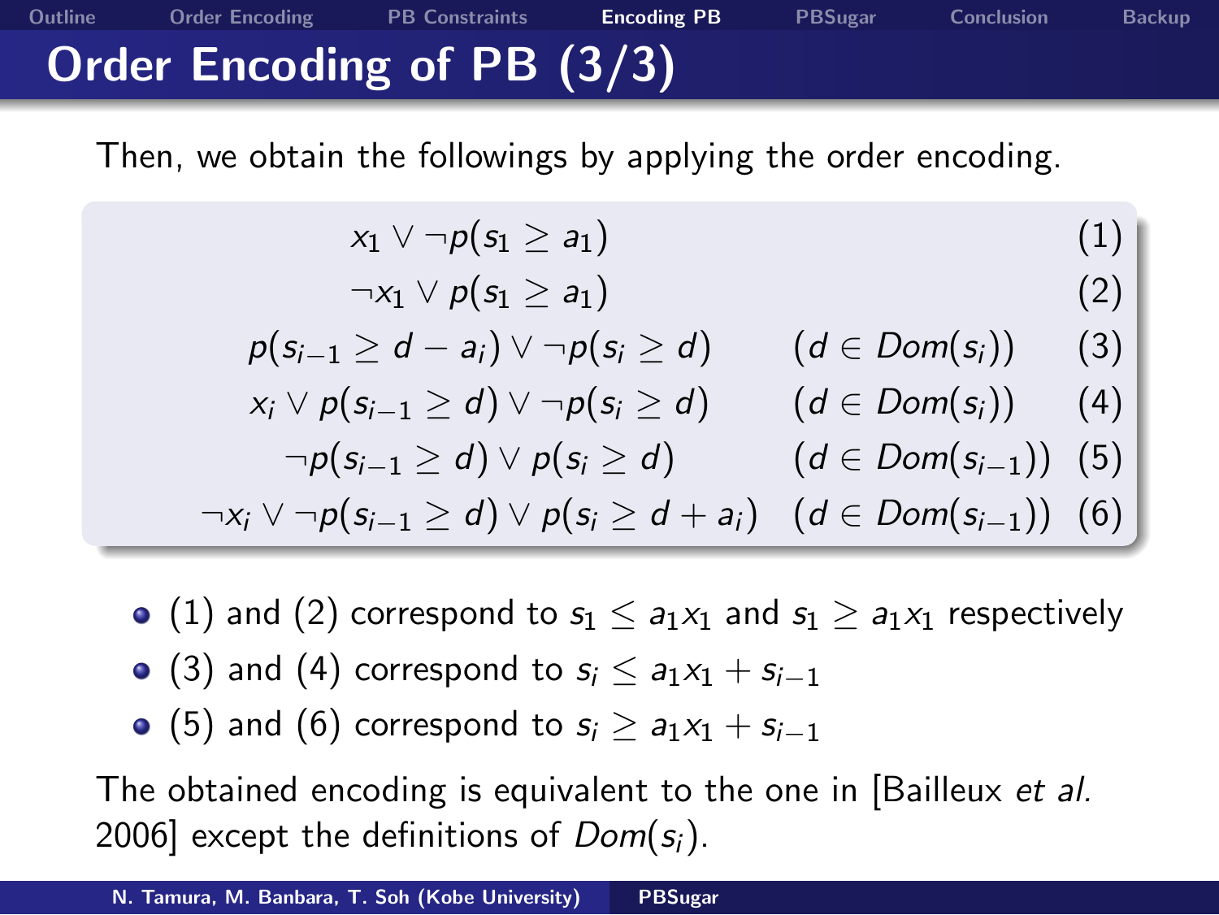# Order Encoding of PB (3/3)

Then, we obtain the followings by applying the order encoding.

$$
\begin{array}{rll}
x_1 \lor \neg p(s_1 \geq a_1) & & (1) \\
\neg x_1 \lor p(s_1 \geq a_1) & & (2) \\
p(s_{i-1} \geq d - a_i) \lor \neg p(s_i \geq d) & (d \in Dom(s_i)) & (3) \\
x_i \lor p(s_{i-1} \geq d) \lor \neg p(s_i \geq d) & (d \in Dom(s_i)) & (4) \\
\neg p(s_{i-1} \geq d) \lor p(s_i \geq d) & (d \in Dom(s_{i-1})) & (5) \\
\neg x_i \lor \neg p(s_{i-1} \geq d) \lor p(s_i \geq d + a_i) & (d \in Dom(s_{i-1})) & (6)
\end{array}
$$

- (1) and (2) correspond to $s_1 \leq a_1 x_1$ and $s_1 \geq a_1 x_1$ respectively
- (3) and (4) correspond to $s_i \leq a_1 x_1 + s_{i-1}$
- (5) and (6) correspond to $s_i \geq a_1 x_1 + s_{i-1}$

The obtained encoding is equivalent to the one in [Bailleux *et al.* 2006] except the definitions of $Dom(s_i)$.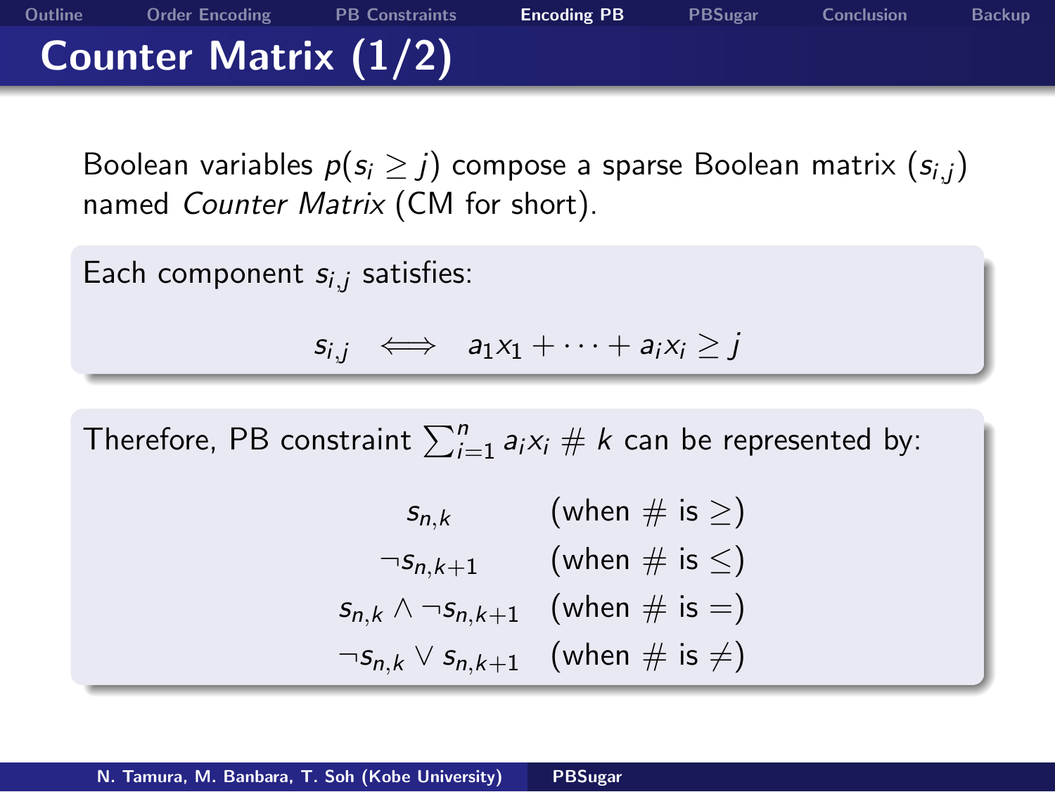# Counter Matrix (1/2)

Boolean variables $p(s_i \geq j)$ compose a sparse Boolean matrix $(s_{i,j})$ named *Counter Matrix* (CM for short).

Each component $s_{i,j}$ satisfies:

$$s_{i,j} \iff a_1 x_1 + \cdots + a_i x_i \geq j$$

Therefore, PB constraint $\sum_{i=1}^{n} a_i x_i \# k$ can be represented by:

$$
\begin{array}{cl}
s_{n,k} & (\text{when } \# \text{ is } \geq) \\
\neg s_{n,k+1} & (\text{when } \# \text{ is } \leq) \\
s_{n,k} \wedge \neg s_{n,k+1} & (\text{when } \# \text{ is } =) \\
\neg s_{n,k} \vee s_{n,k+1} & (\text{when } \# \text{ is } \neq)
\end{array}
$$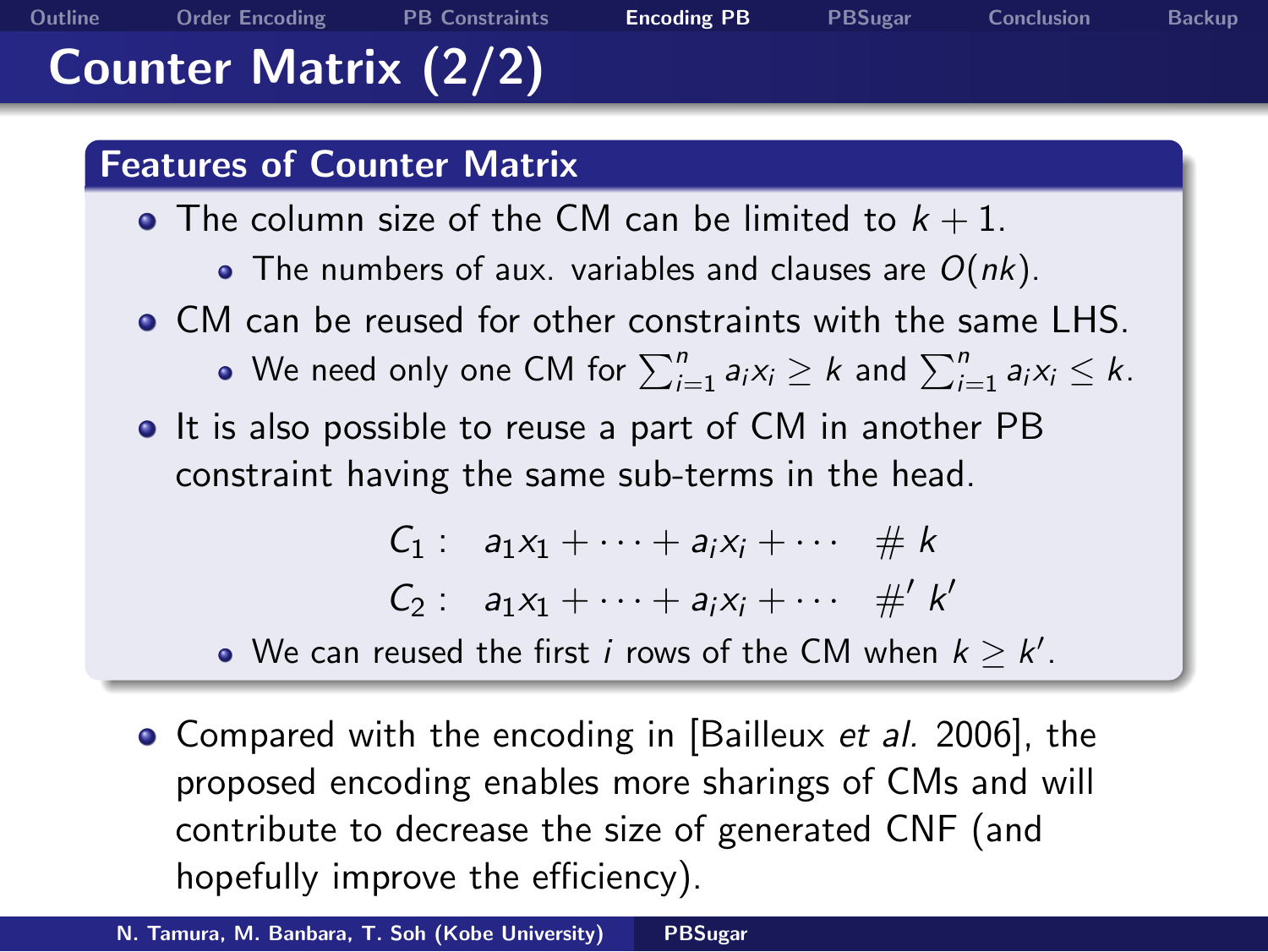# Counter Matrix (2/2)

## Features of Counter Matrix

- The column size of the CM can be limited to $k+1$.
  - The numbers of aux. variables and clauses are $O(nk)$.
- CM can be reused for other constraints with the same LHS.
  - We need only one CM for $\sum_{i=1}^{n} a_i x_i \geq k$ and $\sum_{i=1}^{n} a_i x_i \leq k$.
- It is also possible to reuse a part of CM in another PB constraint having the same sub-terms in the head.

$$
\begin{aligned}
C_1: &\quad a_1 x_1 + \cdots + a_i x_i + \cdots \quad \# \; k \\
C_2: &\quad a_1 x_1 + \cdots + a_i x_i + \cdots \quad \#' \; k'
\end{aligned}
$$

  - We can reused the first $i$ rows of the CM when $k \geq k'$.

- Compared with the encoding in [Bailleux *et al.* 2006], the proposed encoding enables more sharings of CMs and will contribute to decrease the size of generated CNF (and hopefully improve the efficiency).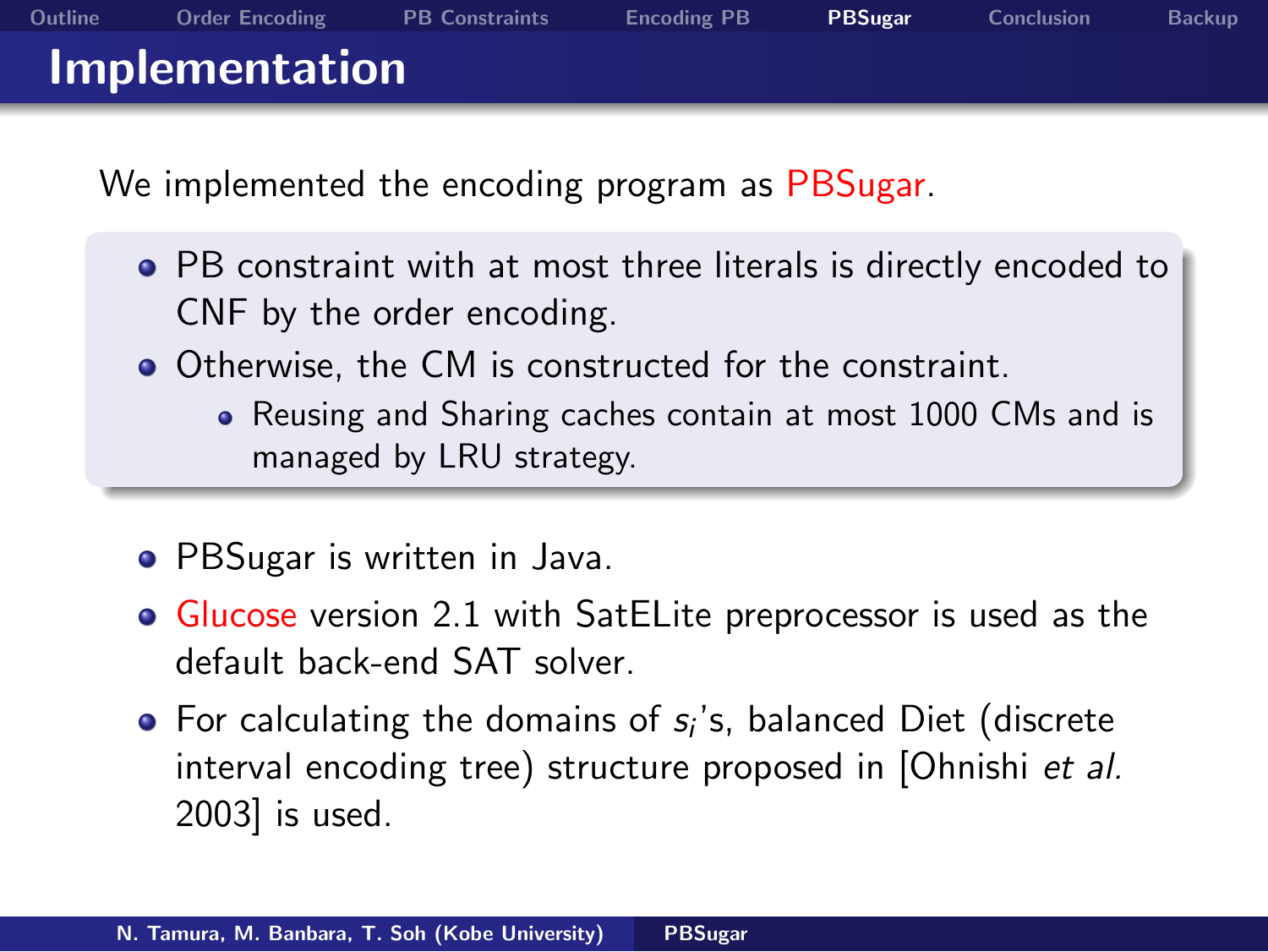# Implementation

We implemented the encoding program as PBSugar.

- PB constraint with at most three literals is directly encoded to CNF by the order encoding.
- Otherwise, the CM is constructed for the constraint.
  - Reusing and Sharing caches contain at most 1000 CMs and is managed by LRU strategy.

- PBSugar is written in Java.
- Glucose version 2.1 with SatELite preprocessor is used as the default back-end SAT solver.
- For calculating the domains of $s_i$'s, balanced Diet (discrete interval encoding tree) structure proposed in [Ohnishi *et al.* 2003] is used.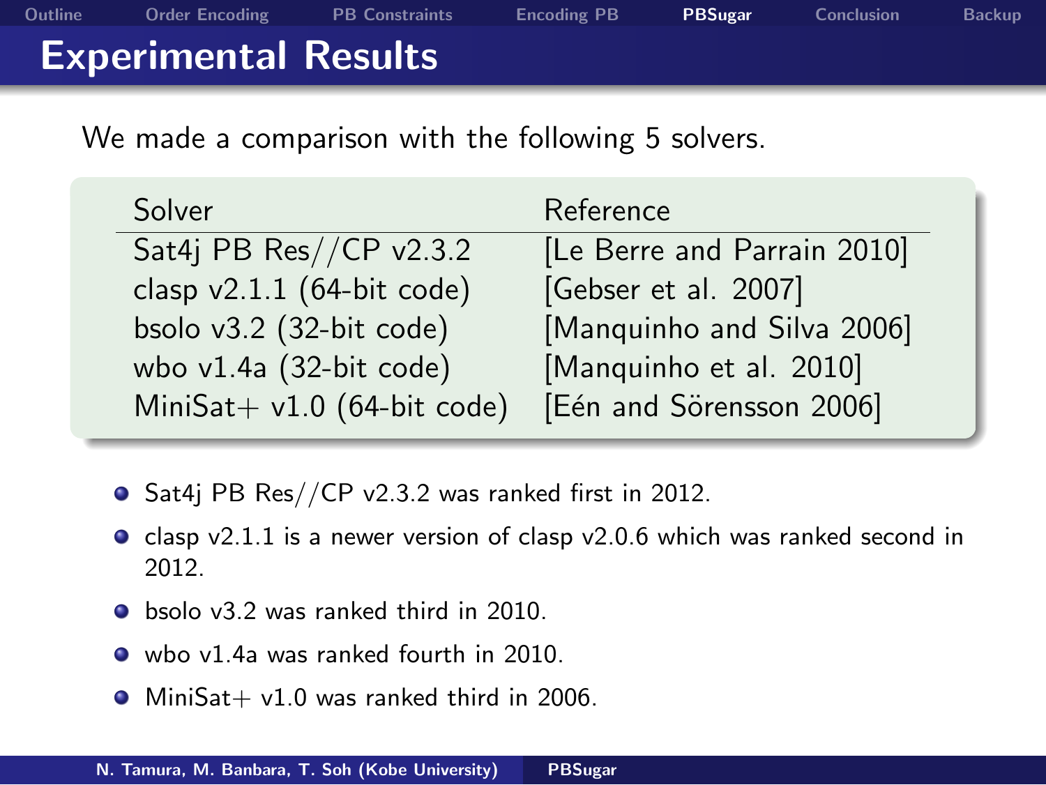# Experimental Results

We made a comparison with the following 5 solvers.

| Solver | Reference |
|---|---|
| Sat4j PB Res//CP v2.3.2 | [Le Berre and Parrain 2010] |
| clasp v2.1.1 (64-bit code) | [Gebser et al. 2007] |
| bsolo v3.2 (32-bit code) | [Manquinho and Silva 2006] |
| wbo v1.4a (32-bit code) | [Manquinho et al. 2010] |
| MiniSat+ v1.0 (64-bit code) | [Eén and Sörensson 2006] |

- Sat4j PB Res//CP v2.3.2 was ranked first in 2012.
- clasp v2.1.1 is a newer version of clasp v2.0.6 which was ranked second in 2012.
- bsolo v3.2 was ranked third in 2010.
- wbo v1.4a was ranked fourth in 2010.
- MiniSat+ v1.0 was ranked third in 2006.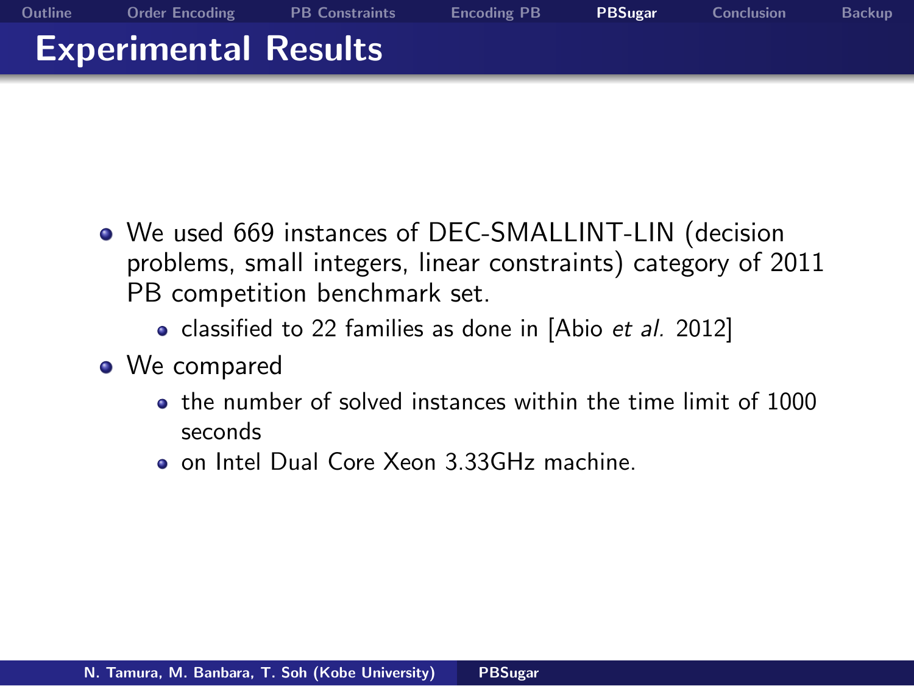# Experimental Results

- We used 669 instances of DEC-SMALLINT-LIN (decision problems, small integers, linear constraints) category of 2011 PB competition benchmark set.
  - classified to 22 families as done in [Abio *et al.* 2012]
- We compared
  - the number of solved instances within the time limit of 1000 seconds
  - on Intel Dual Core Xeon 3.33GHz machine.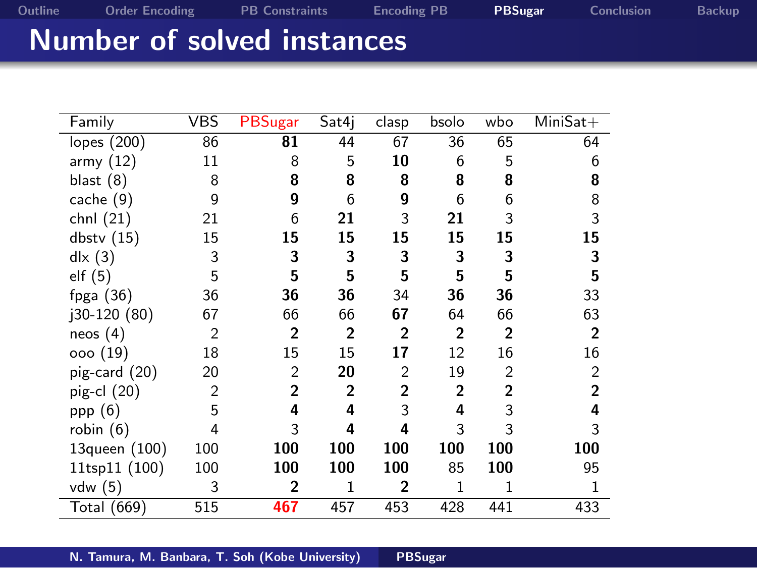# Number of solved instances

| Family | VBS | PBSugar | Sat4j | clasp | bsolo | wbo | MiniSat+ |
|---|---|---|---|---|---|---|---|
| lopes (200) | 86 | **81** | 44 | 67 | 36 | 65 | 64 |
| army (12) | 11 | 8 | 5 | **10** | 6 | 5 | 6 |
| blast (8) | 8 | **8** | **8** | **8** | **8** | **8** | **8** |
| cache (9) | 9 | **9** | 6 | **9** | 6 | 6 | 8 |
| chnl (21) | 21 | 6 | **21** | 3 | **21** | 3 | 3 |
| dbstv (15) | 15 | **15** | **15** | **15** | **15** | **15** | **15** |
| dlx (3) | 3 | **3** | **3** | **3** | **3** | **3** | **3** |
| elf (5) | 5 | **5** | **5** | **5** | **5** | **5** | **5** |
| fpga (36) | 36 | **36** | **36** | 34 | **36** | **36** | 33 |
| j30-120 (80) | 67 | 66 | 66 | **67** | 64 | 66 | 63 |
| neos (4) | 2 | **2** | **2** | **2** | **2** | **2** | **2** |
| ooo (19) | 18 | 15 | 15 | **17** | 12 | 16 | 16 |
| pig-card (20) | 20 | 2 | **20** | 2 | 19 | 2 | 2 |
| pig-cl (20) | 2 | **2** | **2** | **2** | **2** | **2** | **2** |
| ppp (6) | 5 | **4** | **4** | 3 | **4** | 3 | **4** |
| robin (6) | 4 | 3 | **4** | **4** | 3 | 3 | 3 |
| 13queen (100) | 100 | **100** | **100** | **100** | **100** | **100** | **100** |
| 11tsp11 (100) | 100 | **100** | **100** | **100** | 85 | **100** | 95 |
| vdw (5) | 3 | **2** | 1 | **2** | 1 | 1 | 1 |
| Total (669) | 515 | **467** | 457 | 453 | 428 | 441 | 433 |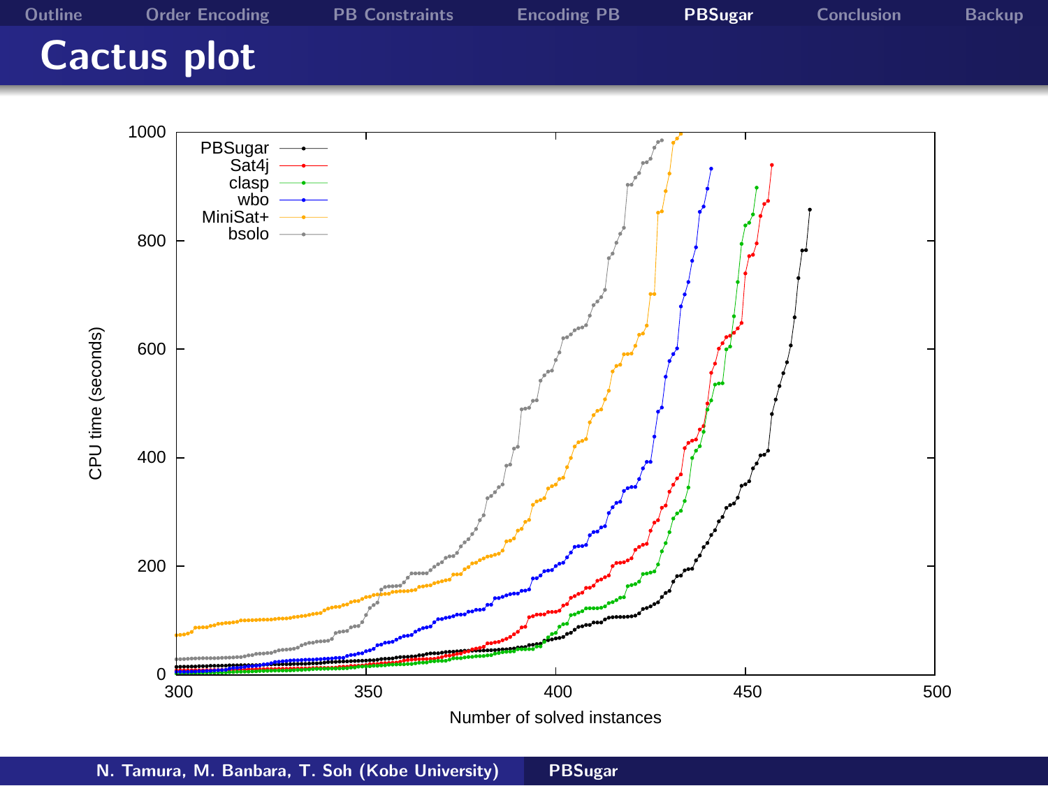# Cactus plot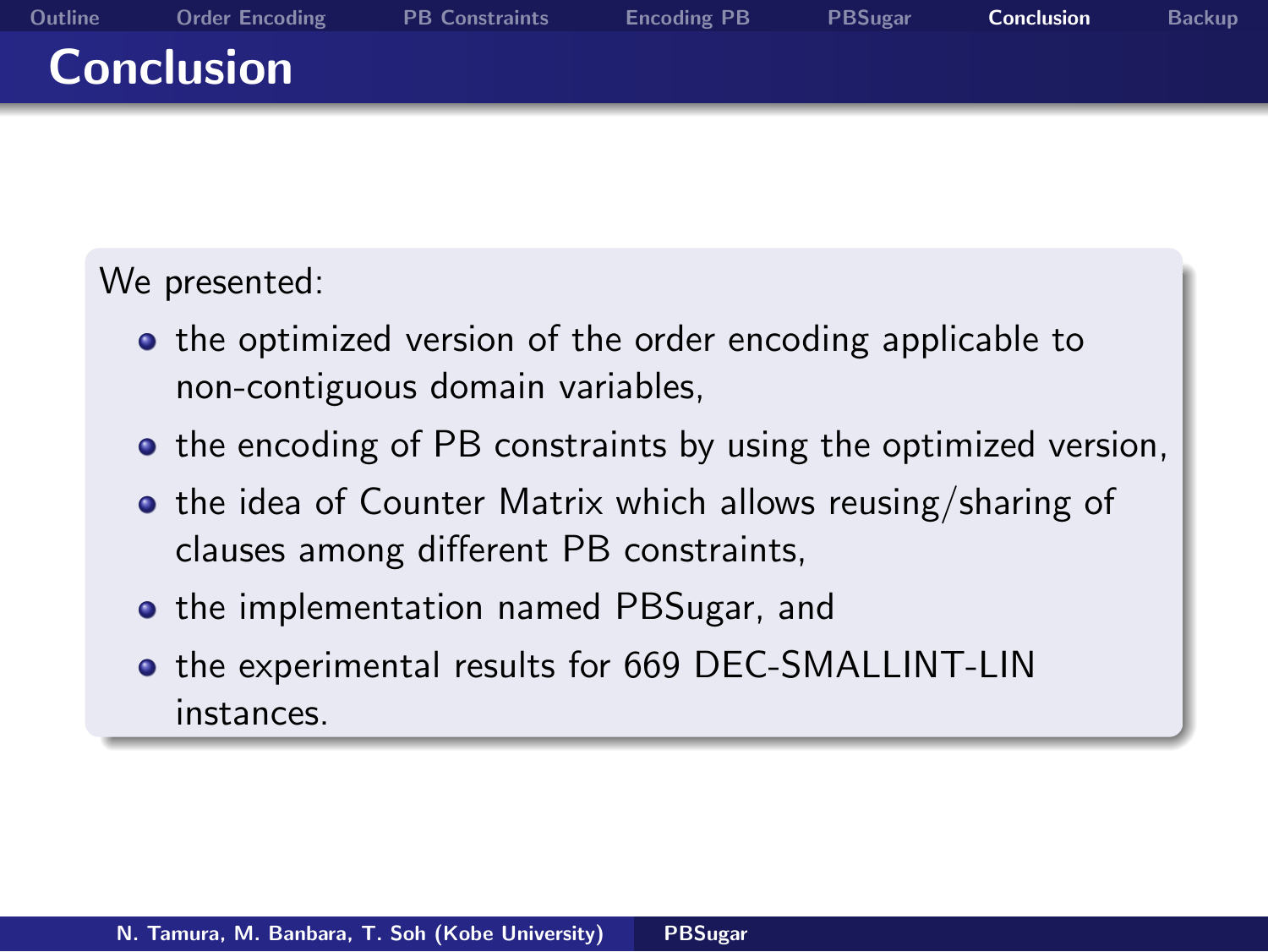# Conclusion

We presented:

- the optimized version of the order encoding applicable to non-contiguous domain variables,
- the encoding of PB constraints by using the optimized version,
- the idea of Counter Matrix which allows reusing/sharing of clauses among different PB constraints,
- the implementation named PBSugar, and
- the experimental results for 669 DEC-SMALLINT-LIN instances.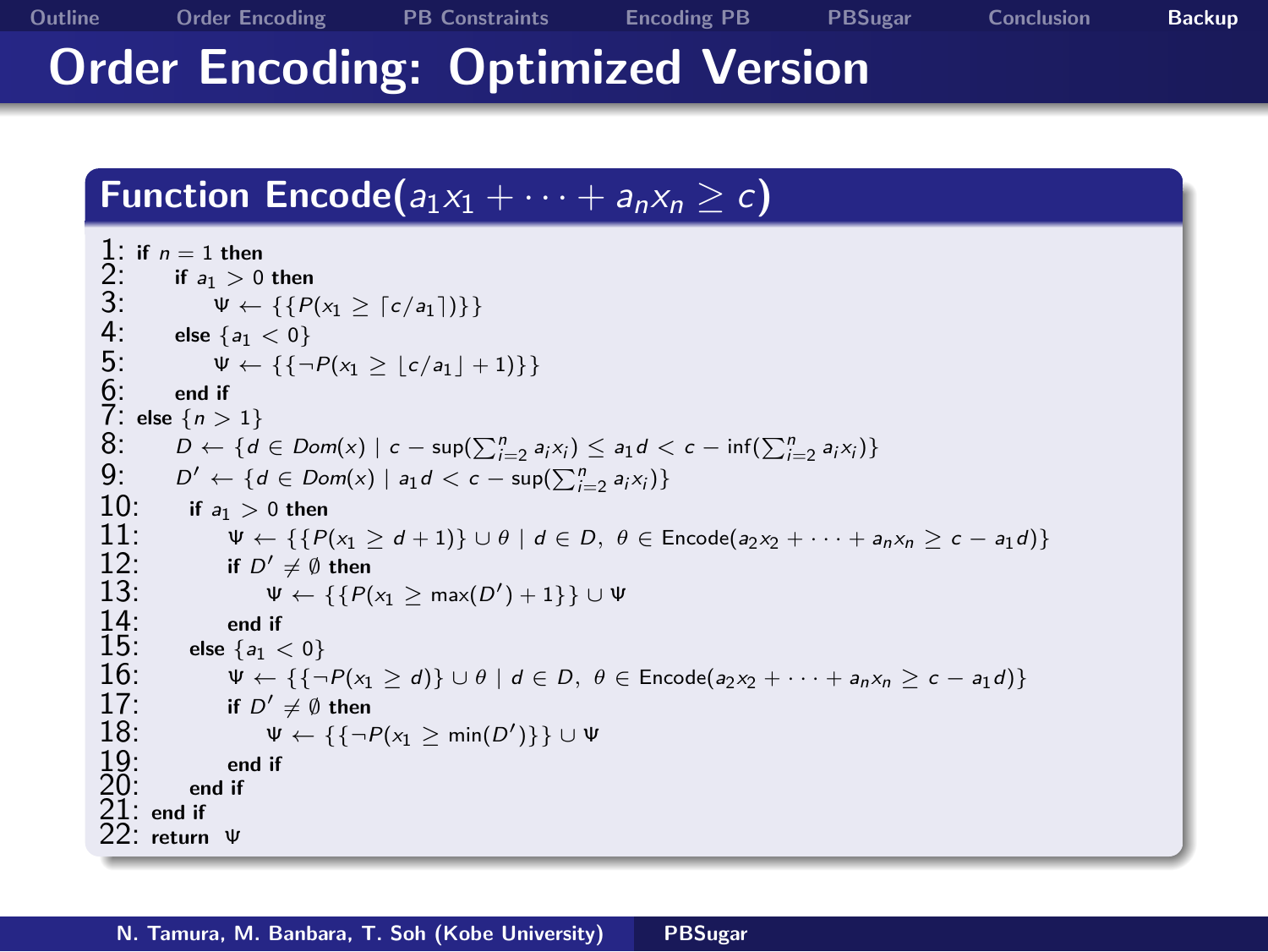# Order Encoding: Optimized Version

**Function Encode($a_1 x_1 + \cdots + a_n x_n \geq c$)**

1: **if** $n = 1$ **then**
2: &nbsp;&nbsp;&nbsp;&nbsp;**if** $a_1 > 0$ **then**
3: &nbsp;&nbsp;&nbsp;&nbsp;&nbsp;&nbsp;&nbsp;&nbsp;$\Psi \leftarrow \{\{P(x_1 \geq \lceil c/a_1 \rceil)\}\}$
4: &nbsp;&nbsp;&nbsp;&nbsp;**else** $\{a_1 < 0\}$
5: &nbsp;&nbsp;&nbsp;&nbsp;&nbsp;&nbsp;&nbsp;&nbsp;$\Psi \leftarrow \{\{\neg P(x_1 \geq \lfloor c/a_1 \rfloor + 1)\}\}$
6: &nbsp;&nbsp;&nbsp;&nbsp;**end if**
7: **else** $\{n > 1\}$
8: &nbsp;&nbsp;&nbsp;&nbsp;$D \leftarrow \{d \in Dom(x) \mid c - \sup(\sum_{i=2}^{n} a_i x_i) \leq a_1 d < c - \inf(\sum_{i=2}^{n} a_i x_i)\}$
9: &nbsp;&nbsp;&nbsp;&nbsp;$D' \leftarrow \{d \in Dom(x) \mid a_1 d < c - \sup(\sum_{i=2}^{n} a_i x_i)\}$
10: &nbsp;&nbsp;&nbsp;&nbsp;**if** $a_1 > 0$ **then**
11: &nbsp;&nbsp;&nbsp;&nbsp;&nbsp;&nbsp;&nbsp;&nbsp;$\Psi \leftarrow \{\{P(x_1 \geq d + 1)\} \cup \theta \mid d \in D,\ \theta \in \text{Encode}(a_2 x_2 + \cdots + a_n x_n \geq c - a_1 d)\}$
12: &nbsp;&nbsp;&nbsp;&nbsp;&nbsp;&nbsp;&nbsp;&nbsp;**if** $D' \neq \emptyset$ **then**
13: &nbsp;&nbsp;&nbsp;&nbsp;&nbsp;&nbsp;&nbsp;&nbsp;&nbsp;&nbsp;&nbsp;&nbsp;$\Psi \leftarrow \{\{P(x_1 \geq \max(D') + 1\}\} \cup \Psi$
14: &nbsp;&nbsp;&nbsp;&nbsp;&nbsp;&nbsp;&nbsp;&nbsp;**end if**
15: &nbsp;&nbsp;&nbsp;&nbsp;**else** $\{a_1 < 0\}$
16: &nbsp;&nbsp;&nbsp;&nbsp;&nbsp;&nbsp;&nbsp;&nbsp;$\Psi \leftarrow \{\{\neg P(x_1 \geq d)\} \cup \theta \mid d \in D,\ \theta \in \text{Encode}(a_2 x_2 + \cdots + a_n x_n \geq c - a_1 d)\}$
17: &nbsp;&nbsp;&nbsp;&nbsp;&nbsp;&nbsp;&nbsp;&nbsp;**if** $D' \neq \emptyset$ **then**
18: &nbsp;&nbsp;&nbsp;&nbsp;&nbsp;&nbsp;&nbsp;&nbsp;&nbsp;&nbsp;&nbsp;&nbsp;$\Psi \leftarrow \{\{\neg P(x_1 \geq \min(D')\}\} \cup \Psi$
19: &nbsp;&nbsp;&nbsp;&nbsp;&nbsp;&nbsp;&nbsp;&nbsp;**end if**
20: &nbsp;&nbsp;&nbsp;&nbsp;**end if**
21: **end if**
22: **return** $\Psi$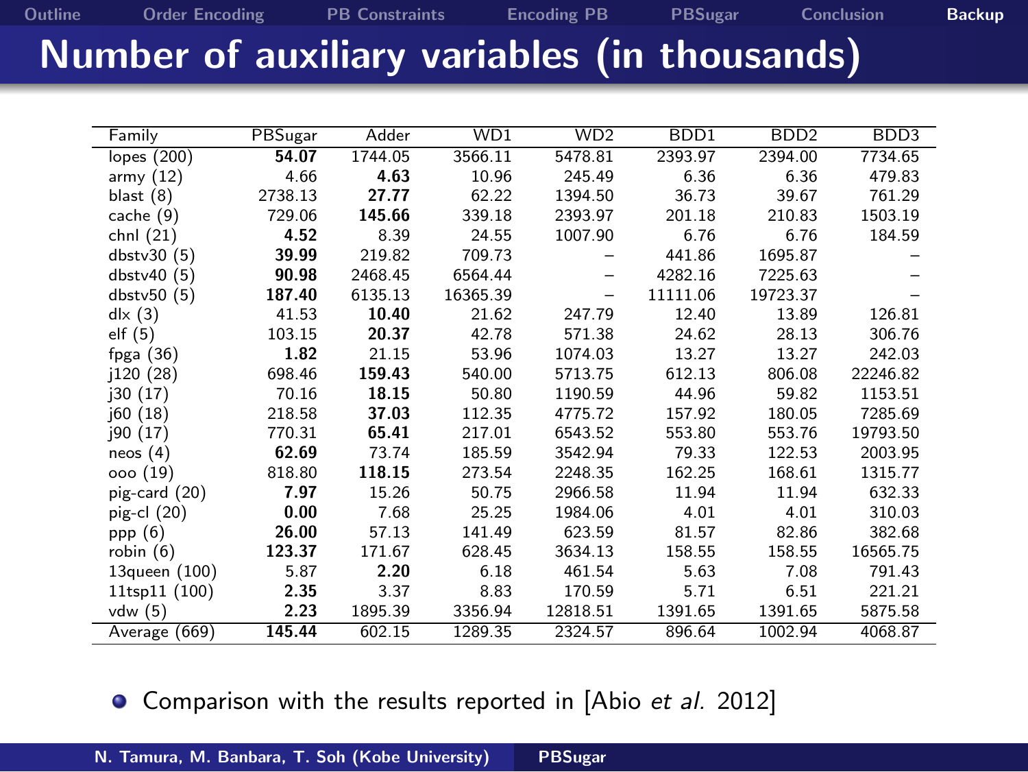# Number of auxiliary variables (in thousands)

| Family | PBSugar | Adder | WD1 | WD2 | BDD1 | BDD2 | BDD3 |
|---|---|---|---|---|---|---|---|
| lopes (200) | **54.07** | 1744.05 | 3566.11 | 5478.81 | 2393.97 | 2394.00 | 7734.65 |
| army (12) | 4.66 | **4.63** | 10.96 | 245.49 | 6.36 | 6.36 | 479.83 |
| blast (8) | 2738.13 | **27.77** | 62.22 | 1394.50 | 36.73 | 39.67 | 761.29 |
| cache (9) | 729.06 | **145.66** | 339.18 | 2393.97 | 201.18 | 210.83 | 1503.19 |
| chnl (21) | **4.52** | 8.39 | 24.55 | 1007.90 | 6.76 | 6.76 | 184.59 |
| dbstv30 (5) | **39.99** | 219.82 | 709.73 | – | 441.86 | 1695.87 | – |
| dbstv40 (5) | **90.98** | 2468.45 | 6564.44 | – | 4282.16 | 7225.63 | – |
| dbstv50 (5) | **187.40** | 6135.13 | 16365.39 | – | 11111.06 | 19723.37 | – |
| dlx (3) | 41.53 | **10.40** | 21.62 | 247.79 | 12.40 | 13.89 | 126.81 |
| elf (5) | 103.15 | **20.37** | 42.78 | 571.38 | 24.62 | 28.13 | 306.76 |
| fpga (36) | **1.82** | 21.15 | 53.96 | 1074.03 | 13.27 | 13.27 | 242.03 |
| j120 (28) | 698.46 | **159.43** | 540.00 | 5713.75 | 612.13 | 806.08 | 22246.82 |
| j30 (17) | 70.16 | **18.15** | 50.80 | 1190.59 | 44.96 | 59.82 | 1153.51 |
| j60 (18) | 218.58 | **37.03** | 112.35 | 4775.72 | 157.92 | 180.05 | 7285.69 |
| j90 (17) | 770.31 | **65.41** | 217.01 | 6543.52 | 553.80 | 553.76 | 19793.50 |
| neos (4) | **62.69** | 73.74 | 185.59 | 3542.94 | 79.33 | 122.53 | 2003.95 |
| ooo (19) | 818.80 | **118.15** | 273.54 | 2248.35 | 162.25 | 168.61 | 1315.77 |
| pig-card (20) | **7.97** | 15.26 | 50.75 | 2966.58 | 11.94 | 11.94 | 632.33 |
| pig-cl (20) | **0.00** | 7.68 | 25.25 | 1984.06 | 4.01 | 4.01 | 310.03 |
| ppp (6) | **26.00** | 57.13 | 141.49 | 623.59 | 81.57 | 82.86 | 382.68 |
| robin (6) | **123.37** | 171.67 | 628.45 | 3634.13 | 158.55 | 158.55 | 16565.75 |
| 13queen (100) | 5.87 | **2.20** | 6.18 | 461.54 | 5.63 | 7.08 | 791.43 |
| 11tsp11 (100) | **2.35** | 3.37 | 8.83 | 170.59 | 5.71 | 6.51 | 221.21 |
| vdw (5) | **2.23** | 1895.39 | 3356.94 | 12818.51 | 1391.65 | 1391.65 | 5875.58 |
| Average (669) | **145.44** | 602.15 | 1289.35 | 2324.57 | 896.64 | 1002.94 | 4068.87 |

- Comparison with the results reported in [Abio *et al.* 2012]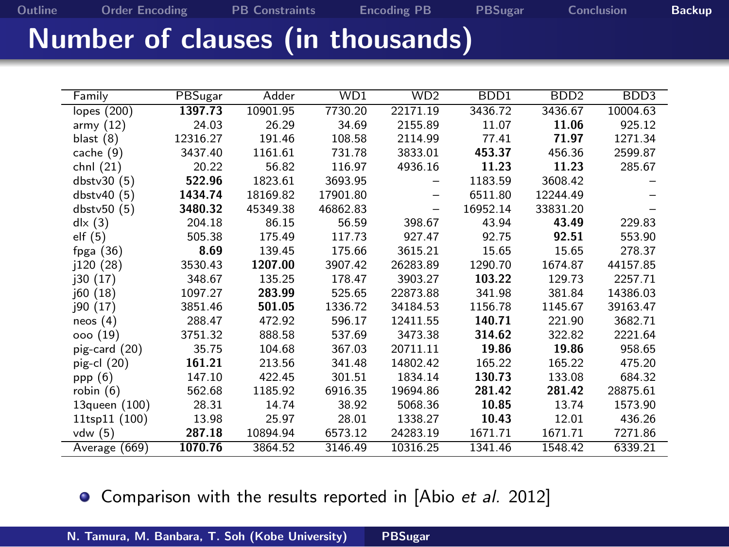# Number of clauses (in thousands)

| Family | PBSugar | Adder | WD1 | WD2 | BDD1 | BDD2 | BDD3 |
|---|---|---|---|---|---|---|---|
| lopes (200) | **1397.73** | 10901.95 | 7730.20 | 22171.19 | 3436.72 | 3436.67 | 10004.63 |
| army (12) | 24.03 | 26.29 | 34.69 | 2155.89 | 11.07 | **11.06** | 925.12 |
| blast (8) | 12316.27 | 191.46 | 108.58 | 2114.99 | 77.41 | **71.97** | 1271.34 |
| cache (9) | 3437.40 | 1161.61 | 731.78 | 3833.01 | **453.37** | 456.36 | 2599.87 |
| chnl (21) | 20.22 | 56.82 | 116.97 | 4936.16 | **11.23** | **11.23** | 285.67 |
| dbstv30 (5) | **522.96** | 1823.61 | 3693.95 | – | 1183.59 | 3608.42 | – |
| dbstv40 (5) | **1434.74** | 18169.82 | 17901.80 | – | 6511.80 | 12244.49 | – |
| dbstv50 (5) | **3480.32** | 45349.38 | 46862.83 | – | 16952.14 | 33831.20 | – |
| dlx (3) | 204.18 | 86.15 | 56.59 | 398.67 | 43.94 | **43.49** | 229.83 |
| elf (5) | 505.38 | 175.49 | 117.73 | 927.47 | 92.75 | **92.51** | 553.90 |
| fpga (36) | **8.69** | 139.45 | 175.66 | 3615.21 | 15.65 | 15.65 | 278.37 |
| j120 (28) | 3530.43 | **1207.00** | 3907.42 | 26283.89 | 1290.70 | 1674.87 | 44157.85 |
| j30 (17) | 348.67 | 135.25 | 178.47 | 3903.27 | **103.22** | 129.73 | 2257.71 |
| j60 (18) | 1097.27 | **283.99** | 525.65 | 22873.88 | 341.98 | 381.84 | 14386.03 |
| j90 (17) | 3851.46 | **501.05** | 1336.72 | 34184.53 | 1156.78 | 1145.67 | 39163.47 |
| neos (4) | 288.47 | 472.92 | 596.17 | 12411.55 | **140.71** | 221.90 | 3682.71 |
| ooo (19) | 3751.32 | 888.58 | 537.69 | 3473.38 | **314.62** | 322.82 | 2221.64 |
| pig-card (20) | 35.75 | 104.68 | 367.03 | 20711.11 | **19.86** | **19.86** | 958.65 |
| pig-cl (20) | **161.21** | 213.56 | 341.48 | 14802.42 | 165.22 | 165.22 | 475.20 |
| ppp (6) | 147.10 | 422.45 | 301.51 | 1834.14 | **130.73** | 133.08 | 684.32 |
| robin (6) | 562.68 | 1185.92 | 6916.35 | 19694.86 | **281.42** | **281.42** | 28875.61 |
| 13queen (100) | 28.31 | 14.74 | 38.92 | 5068.36 | **10.85** | 13.74 | 1573.90 |
| 11tsp11 (100) | 13.98 | 25.97 | 28.01 | 1338.27 | **10.43** | 12.01 | 436.26 |
| vdw (5) | **287.18** | 10894.94 | 6573.12 | 24283.19 | 1671.71 | 1671.71 | 7271.86 |
| Average (669) | **1070.76** | 3864.52 | 3146.49 | 10316.25 | 1341.46 | 1548.42 | 6339.21 |

- Comparison with the results reported in [Abio *et al.* 2012]